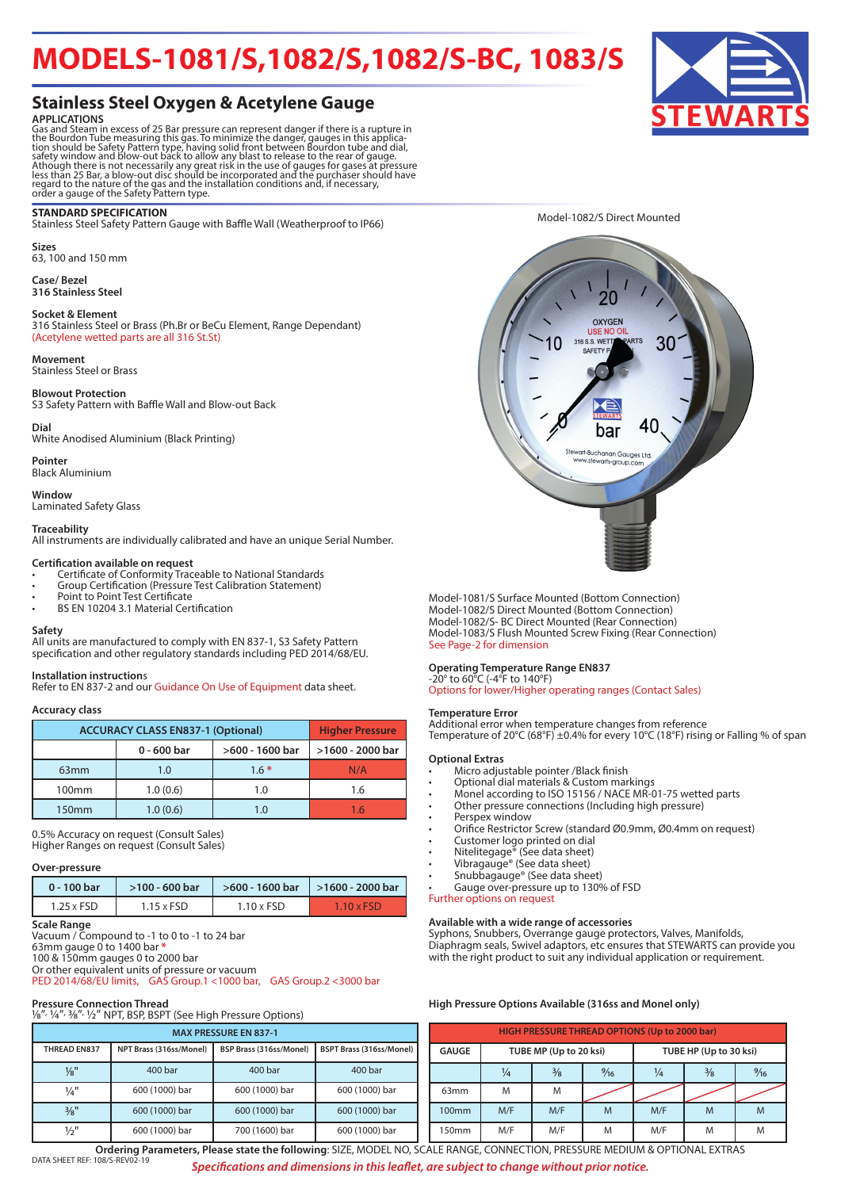# MODELS-1081/S,1082/S,1082/S-BC, 1083/S

## Stainless Steel Oxygen & Acetylene Gauge

**APPLICATIONS**

Gas and Steam in excess of 25 Bar pressure can represent danger if there is a rupture in the Bourdon Tube measuring this gas. To minimize the danger, gauges in this application should be Safety Pattern type, having solid front between Bourdon tube and dial, safety window and blow-out back to allow any blast to release to the rear of gauge. Athough there is not necessarily any great risk in the use of gauges for gases at pressure less than 25 Bar, a blow-out disc should be incorporated and the purchaser should have regard to the nature of the gas and the installation conditions and, if necessary, order a gauge of the Safety Pattern type.

**STANDARD SPECIFICATION**

Stainless Steel Safety Pattern Gauge with Baffle Wall (Weatherproof to IP66)

**Sizes**

63, 100 and 150 mm

**Case/ Bezel**

316 Stainless Steel

**Socket & Element**

316 Stainless Steel or Brass (Ph.Br or BeCu Element, Range Dependant)
(Acetylene wetted parts are all 316 St.St)

**Movement**

Stainless Steel or Brass

**Blowout Protection**

S3 Safety Pattern with Baffle Wall and Blow-out Back

**Dial**

White Anodised Aluminium (Black Printing)

**Pointer**

Black Aluminium

**Window**

Laminated Safety Glass

**Traceability**

All instruments are individually calibrated and have an unique Serial Number.

**Certification available on request**

- Certificate of Conformity Traceable to National Standards
- Group Certification (Pressure Test Calibration Statement)
- Point to Point Test Certificate
- BS EN 10204 3.1 Material Certification

**Safety**

All units are manufactured to comply with EN 837-1, S3 Safety Pattern specification and other regulatory standards including PED 2014/68/EU.

**Installation instructions**

Refer to EN 837-2 and our Guidance On Use of Equipment data sheet.

**Accuracy class**

| ACCURACY CLASS EN837-1 (Optional) | | | Higher Pressure |
|---|---|---|---|
| | 0 - 600 bar | >600 - 1600 bar | >1600 - 2000 bar |
| 63mm | 1.0 | 1.6 * | N/A |
| 100mm | 1.0 (0.6) | 1.0 | 1.6 |
| 150mm | 1.0 (0.6) | 1.0 | 1.6 |

0.5% Accuracy on request (Consult Sales)
Higher Ranges on request (Consult Sales)

**Over-pressure**

| 0 - 100 bar | >100 - 600 bar | >600 - 1600 bar | >1600 - 2000 bar |
|---|---|---|---|
| 1.25 x FSD | 1.15 x FSD | 1.10 x FSD | 1.10 x FSD |

**Scale Range**

Vacuum / Compound to -1 to 0 to -1 to 24 bar
63mm gauge 0 to 1400 bar *
100 & 150mm gauges 0 to 2000 bar
Or other equivalent units of pressure or vacuum
PED 2014/68/EU limits, GAS Group.1 <1000 bar, GAS Group.2 <3000 bar

**Pressure Connection Thread**

⅛", ¼", ⅜", ½" NPT, BSP, BSPT (See High Pressure Options)

| MAX PRESSURE EN 837-1 | | | |
|---|---|---|---|
| THREAD EN837 | NPT Brass (316ss/Monel) | BSP Brass (316ss/Monel) | BSPT Brass (316ss/Monel) |
| ⅛" | 400 bar | 400 bar | 400 bar |
| ¼" | 600 (1000) bar | 600 (1000) bar | 600 (1000) bar |
| ⅜" | 600 (1000) bar | 600 (1000) bar | 600 (1000) bar |
| ½" | 600 (1000) bar | 700 (1600) bar | 600 (1000) bar |

Model-1082/S Direct Mounted

Model-1081/S Surface Mounted (Bottom Connection)
Model-1082/S Direct Mounted (Bottom Connection)
Model-1082/S- BC Direct Mounted (Rear Connection)
Model-1083/S Flush Mounted Screw Fixing (Rear Connection)
See Page-2 for dimension

**Operating Temperature Range EN837**

-20° to 60°C (-4°F to 140°F)
Options for lower/Higher operating ranges (Contact Sales)

**Temperature Error**

Additional error when temperature changes from reference Temperature of 20°C (68°F) ±0.4% for every 10°C (18°F) rising or Falling % of span

**Optional Extras**

- Micro adjustable pointer /Black finish
- Optional dial materials & Custom markings
- Monel according to ISO 15156 / NACE MR-01-75 wetted parts
- Other pressure connections (Including high pressure)
- Perspex window
- Orifice Restrictor Screw (standard Ø0.9mm, Ø0.4mm on request)
- Customer logo printed on dial
- Nitelitegage® (See data sheet)
- Vibragauge® (See data sheet)
- Snubbagauge® (See data sheet)
- Gauge over-pressure up to 130% of FSD

Further options on request

**Available with a wide range of accessories**

Syphons, Snubbers, Overrange gauge protectors, Valves, Manifolds, Diaphragm seals, Swivel adaptors, etc ensures that STEWARTS can provide you with the right product to suit any individual application or requirement.

**High Pressure Options Available (316ss and Monel only)**

| HIGH PRESSURE THREAD OPTIONS (Up to 2000 bar) | | | | | | |
|---|---|---|---|---|---|---|
| GAUGE | TUBE MP (Up to 20 ksi) | | | TUBE HP (Up to 30 ksi) | | |
| | ¼ | ⅜ | 9⁄16 | ¼ | ⅜ | 9⁄16 |
| 63mm | M | M | | | | |
| 100mm | M/F | M/F | M | M/F | M | M |
| 150mm | M/F | M/F | M | M/F | M | M |

**Ordering Parameters, Please state the following**: SIZE, MODEL NO, SCALE RANGE, CONNECTION, PRESSURE MEDIUM & OPTIONAL EXTRAS

DATA SHEET REF: 108/S-REV02-19

*Specifications and dimensions in this leaflet, are subject to change without prior notice.*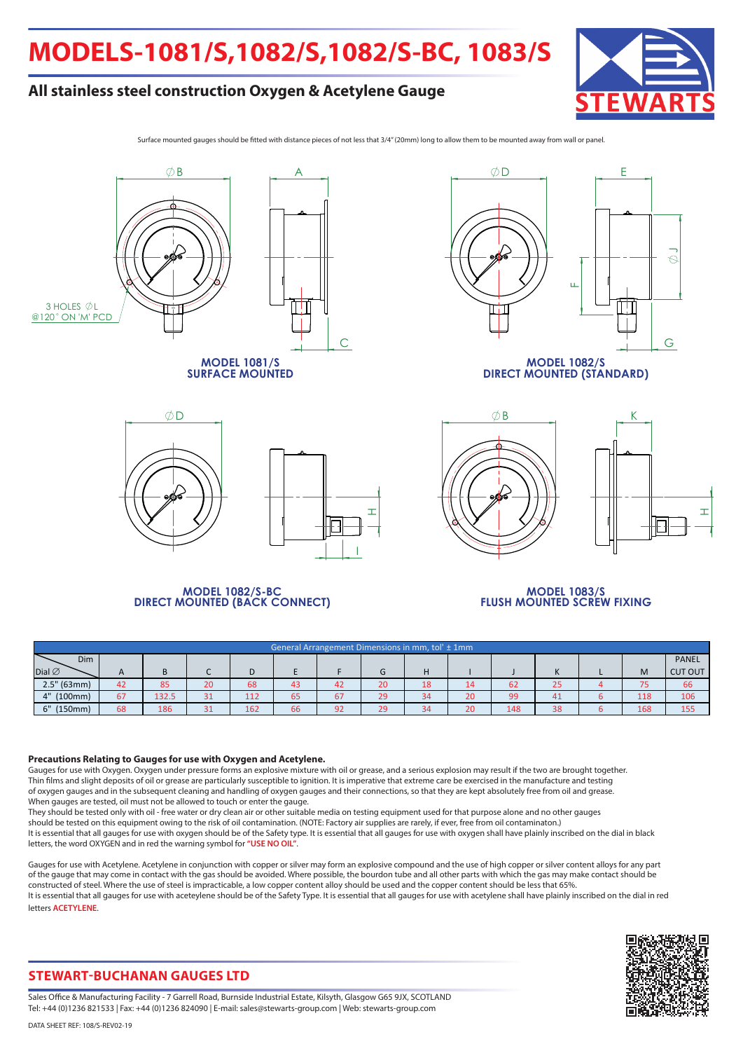# MODELS-1081/S,1082/S,1082/S-BC, 1083/S

## All stainless steel construction Oxygen & Acetylene Gauge

STEWARTS

Surface mounted gauges should be fitted with distance pieces of not less that 3/4" (20mm) long to allow them to be mounted away from wall or panel.

∅B

A

3 HOLES ∅L @120° ON 'M' PCD

C

**MODEL 1081/S SURFACE MOUNTED**

∅D

E

F

∅J

G

**MODEL 1082/S DIRECT MOUNTED (STANDARD)**

∅D

H

I

**MODEL 1082/S-BC DIRECT MOUNTED (BACK CONNECT)**

∅B

K

H

**MODEL 1083/S FLUSH MOUNTED SCREW FIXING**

| General Arrangement Dimensions in mm, tol' ± 1mm | | | | | | | | | | | | | |
|---|---|---|---|---|---|---|---|---|---|---|---|---|---|
| Dim / Dial ∅ | A | B | C | D | E | F | G | H | I | J | K | L | M | PANEL CUT OUT |
| 2.5" (63mm) | 42 | 85 | 20 | 68 | 43 | 42 | 20 | 18 | 14 | 62 | 25 | 4 | 75 | 66 |
| 4" (100mm) | 67 | 132.5 | 31 | 112 | 65 | 67 | 29 | 34 | 20 | 99 | 41 | 6 | 118 | 106 |
| 6" (150mm) | 68 | 186 | 31 | 162 | 66 | 92 | 29 | 34 | 20 | 148 | 38 | 6 | 168 | 155 |

**Precautions Relating to Gauges for use with Oxygen and Acetylene.**

Gauges for use with Oxygen. Oxygen under pressure forms an explosive mixture with oil or grease, and a serious explosion may result if the two are brought together. Thin films and slight deposits of oil or grease are particularly susceptible to ignition. It is imperative that extreme care be exercised in the manufacture and testing of oxygen gauges and in the subsequent cleaning and handling of oxygen gauges and their connections, so that they are kept absolutely free from oil and grease. When gauges are tested, oil must not be allowed to touch or enter the gauge.

They should be tested only with oil - free water or dry clean air or other suitable media on testing equipment used for that purpose alone and no other gauges should be tested on this equipment owing to the risk of oil contamination. (NOTE: Factory air supplies are rarely, if ever, free from oil contaminaton.)

It is essential that all gauges for use with oxygen should be of the Safety type. It is essential that all gauges for use with oxygen shall have plainly inscribed on the dial in black letters, the word OXYGEN and in red the warning symbol for **"USE NO OIL"**.

Gauges for use with Acetylene. Acetylene in conjunction with copper or silver may form an explosive compound and the use of high copper or silver content alloys for any part of the gauge that may come in contact with the gas should be avoided. Where possible, the bourdon tube and all other parts with which the gas may make contact should be constructed of steel. Where the use of steel is impracticable, a low copper content alloy should be used and the copper content should be less that 65%.

It is essential that all gauges for the use with aceteylene should be of the Safety Type. It is essential that all gauges for use with acetylene shall have plainly inscribed on the dial in red letters **ACETYLENE**.

## STEWART-BUCHANAN GAUGES LTD

Sales Office & Manufacturing Facility - 7 Garrell Road, Burnside Industrial Estate, Kilsyth, Glasgow G65 9JX, SCOTLAND
Tel: +44 (0)1236 821533 | Fax: +44 (0)1236 824090 | E-mail: sales@stewarts-group.com | Web: stewarts-group.com

DATA SHEET REF: 108/S-REV02-19